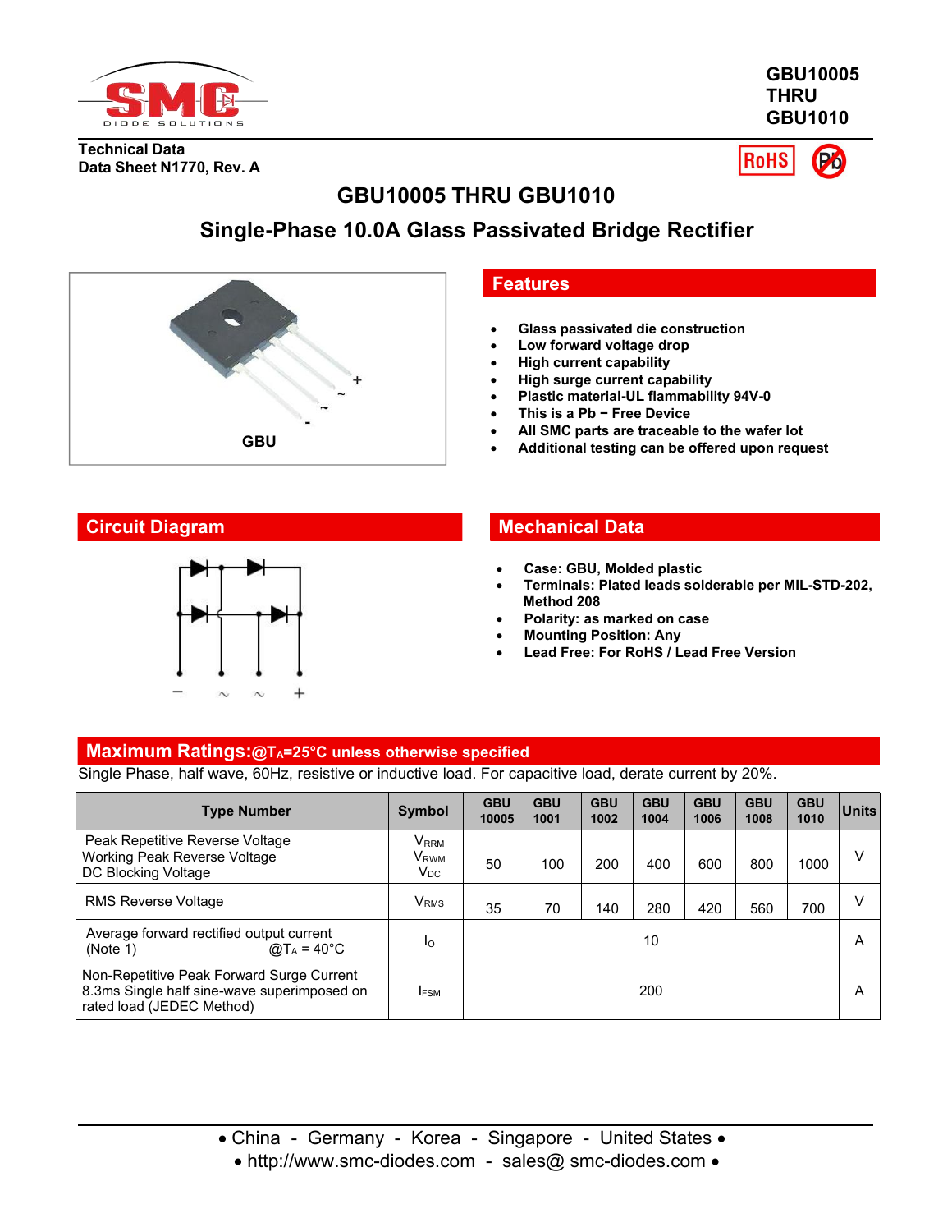GBU10005
THRU
GBU1010

Technical Data
Data Sheet N1770, Rev. A

# GBU10005 THRU GBU1010

## Single-Phase 10.0A Glass Passivated Bridge Rectifier

GBU

## Features

- Glass passivated die construction
- Low forward voltage drop
- High current capability
- High surge current capability
- Plastic material-UL flammability 94V-0
- This is a Pb − Free Device
- All SMC parts are traceable to the wafer lot
- Additional testing can be offered upon request

## Circuit Diagram

## Mechanical Data

- Case: GBU, Molded plastic
- Terminals: Plated leads solderable per MIL-STD-202, Method 208
- Polarity: as marked on case
- Mounting Position: Any
- Lead Free: For RoHS / Lead Free Version

## Maximum Ratings:@$T_A$=25°C unless otherwise specified

Single Phase, half wave, 60Hz, resistive or inductive load. For capacitive load, derate current by 20%.

| Type Number | Symbol | GBU 10005 | GBU 1001 | GBU 1002 | GBU 1004 | GBU 1006 | GBU 1008 | GBU 1010 | Units |
|---|---|---|---|---|---|---|---|---|---|
| Peak Repetitive Reverse Voltage<br>Working Peak Reverse Voltage<br>DC Blocking Voltage | $V_{RRM}$<br>$V_{RWM}$<br>$V_{DC}$ | 50 | 100 | 200 | 400 | 600 | 800 | 1000 | V |
| RMS Reverse Voltage | $V_{RMS}$ | 35 | 70 | 140 | 280 | 420 | 560 | 700 | V |
| Average forward rectified output current (Note 1) @$T_A$ = 40°C | $I_O$ | 10 | | | | | | | A |
| Non-Repetitive Peak Forward Surge Current 8.3ms Single half sine-wave superimposed on rated load (JEDEC Method) | $I_{FSM}$ | 200 | | | | | | | A |

• China - Germany - Korea - Singapore - United States •
• http://www.smc-diodes.com - sales@ smc-diodes.com •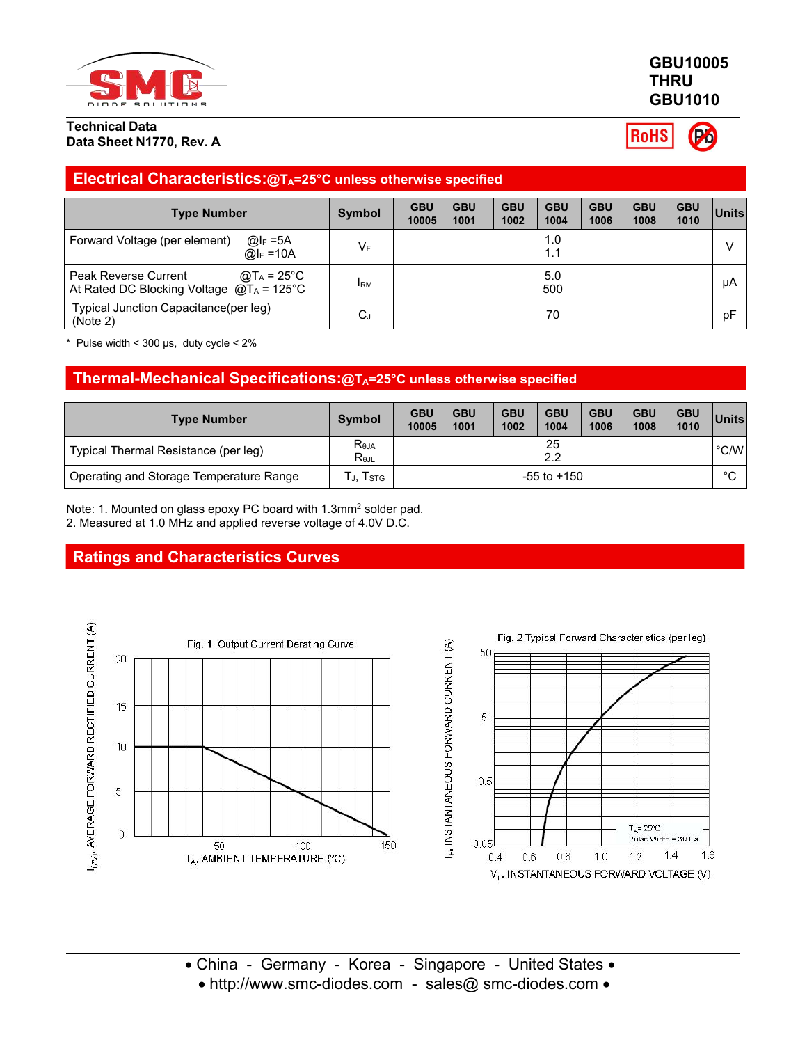# GBU10005 THRU GBU1010

**Technical Data**
**Data Sheet N1770, Rev. A**

## Electrical Characteristics:@$T_A$=25°C unless otherwise specified

| Type Number | Symbol | GBU 10005 | GBU 1001 | GBU 1002 | GBU 1004 | GBU 1006 | GBU 1008 | GBU 1010 | Units |
|---|---|---|---|---|---|---|---|---|---|
| Forward Voltage (per element) @$I_F$ =5A / @$I_F$ =10A | $V_F$ | 1.0 / 1.1 | | | | | | | V |
| Peak Reverse Current @$T_A$ = 25°C / At Rated DC Blocking Voltage @$T_A$ = 125°C | $I_{RM}$ | 5.0 / 500 | | | | | | | μA |
| Typical Junction Capacitance(per leg) (Note 2) | $C_J$ | 70 | | | | | | | pF |

* Pulse width < 300 μs, duty cycle < 2%

## Thermal-Mechanical Specifications:@$T_A$=25°C unless otherwise specified

| Type Number | Symbol | GBU 10005 | GBU 1001 | GBU 1002 | GBU 1004 | GBU 1006 | GBU 1008 | GBU 1010 | Units |
|---|---|---|---|---|---|---|---|---|---|
| Typical Thermal Resistance (per leg) | $R_{\theta JA}$ / $R_{\theta JL}$ | 25 / 2.2 | | | | | | | °C/W |
| Operating and Storage Temperature Range | $T_J$, $T_{STG}$ | -55 to +150 | | | | | | | °C |

Note: 1. Mounted on glass epoxy PC board with 1.3mm[2] solder pad.
2. Measured at 1.0 MHz and applied reverse voltage of 4.0V D.C.

## Ratings and Characteristics Curves

Fig. 1 Output Current Derating Curve

Fig. 2 Typical Forward Characteristics (per leg)

• China - Germany - Korea - Singapore - United States •
• http://www.smc-diodes.com - sales@ smc-diodes.com •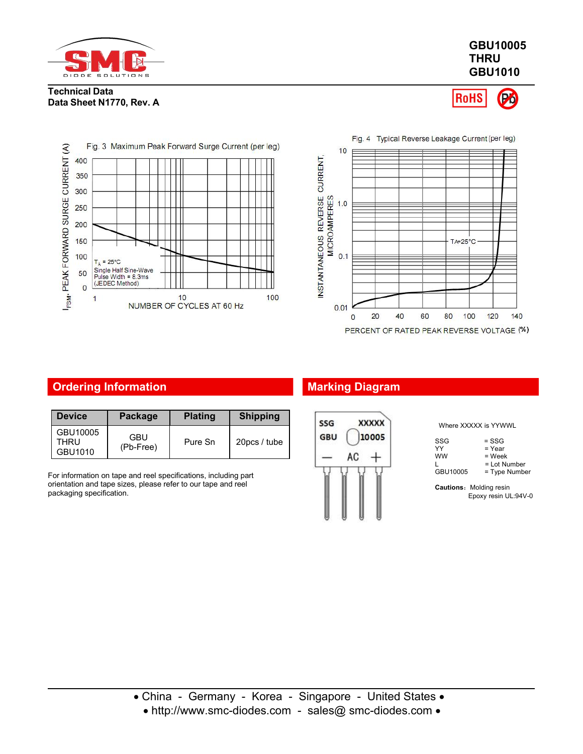GBU10005
THRU
GBU1010

**Technical Data**
**Data Sheet N1770, Rev. A**

Fig. 3 Maximum Peak Forward Surge Current (per leg)

$I_{FSM}$, PEAK FORWARD SURGE CURRENT (A)

$T_A$ = 25°C
Single Half Sine-Wave
Pulse Width = 8.3ms
(JEDEC Method)

NUMBER OF CYCLES AT 60 Hz

Fig. 4 Typical Reverse Leakage Current (per leg)

INSTANTANEOUS REVERSE CURRENT, MICROAMPERES

TA=25°C

PERCENT OF RATED PEAK REVERSE VOLTAGE (%)

## Ordering Information

| Device | Package | Plating | Shipping |
|---|---|---|---|
| GBU10005 THRU GBU1010 | GBU (Pb-Free) | Pure Sn | 20pcs / tube |

For information on tape and reel specifications, including part orientation and tape sizes, please refer to our tape and reel packaging specification.

## Marking Diagram

SSG XXXXX
GBU 10005
— AC +

Where XXXXX is YYWWL

SSG = SSG
YY = Year
WW = Week
L = Lot Number
GBU10005 = Type Number

**Cautions**: Molding resin
Epoxy resin UL:94V-0

• China - Germany - Korea - Singapore - United States •
• http://www.smc-diodes.com - sales@ smc-diodes.com •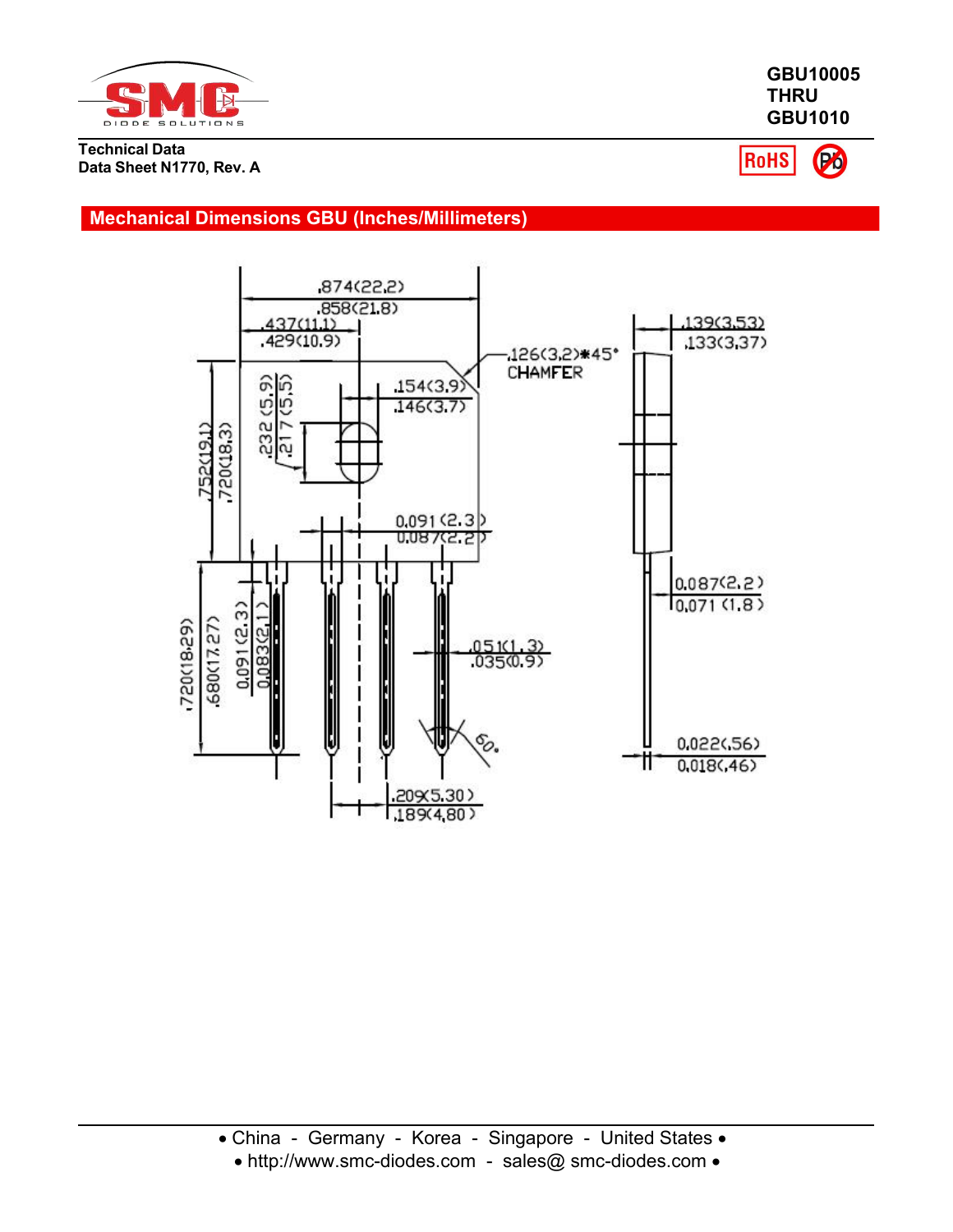**GBU10005**
**THRU**
**GBU1010**

**Technical Data**
**Data Sheet N1770, Rev. A**

## Mechanical Dimensions GBU (Inches/Millimeters)

.874(22.2)
.858(21.8)
.437(11.1)
.429(10.9)
.139(3.53)
.133(3.37)
.126(3.2)*45°
CHAMFER
.154(3.9)
.146(3.7)
.232 (5.9)
.217 (5.5)
.752(19.1)
.720(18.3)
0.091 (2.3)
0.087 (2.2)
0.087(2.2)
0.071 (1.8)
.720(18.29)
.680(17.27)
0.091 (2.3)
0.083(2.1)
.051(1.3)
.035(0.9)
60°
0.022(.56)
0.018(.46)
.209(5.30)
.189(4.80)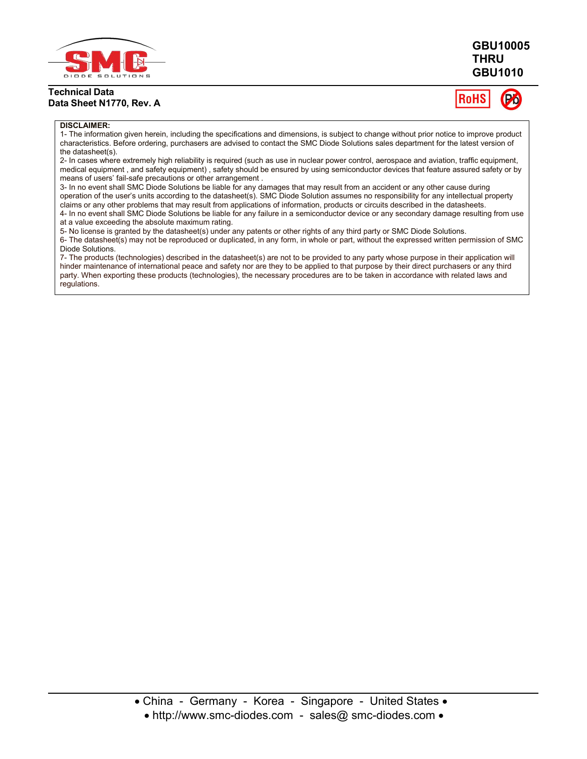GBU10005
THRU
GBU1010

**Technical Data**
**Data Sheet N1770, Rev. A**

**DISCLAIMER:**

1- The information given herein, including the specifications and dimensions, is subject to change without prior notice to improve product characteristics. Before ordering, purchasers are advised to contact the SMC Diode Solutions sales department for the latest version of the datasheet(s).

2- In cases where extremely high reliability is required (such as use in nuclear power control, aerospace and aviation, traffic equipment, medical equipment , and safety equipment) , safety should be ensured by using semiconductor devices that feature assured safety or by means of users' fail-safe precautions or other arrangement .

3- In no event shall SMC Diode Solutions be liable for any damages that may result from an accident or any other cause during operation of the user's units according to the datasheet(s). SMC Diode Solution assumes no responsibility for any intellectual property claims or any other problems that may result from applications of information, products or circuits described in the datasheets.

4- In no event shall SMC Diode Solutions be liable for any failure in a semiconductor device or any secondary damage resulting from use at a value exceeding the absolute maximum rating.

5- No license is granted by the datasheet(s) under any patents or other rights of any third party or SMC Diode Solutions.

6- The datasheet(s) may not be reproduced or duplicated, in any form, in whole or part, without the expressed written permission of SMC Diode Solutions.

7- The products (technologies) described in the datasheet(s) are not to be provided to any party whose purpose in their application will hinder maintenance of international peace and safety nor are they to be applied to that purpose by their direct purchasers or any third party. When exporting these products (technologies), the necessary procedures are to be taken in accordance with related laws and regulations.